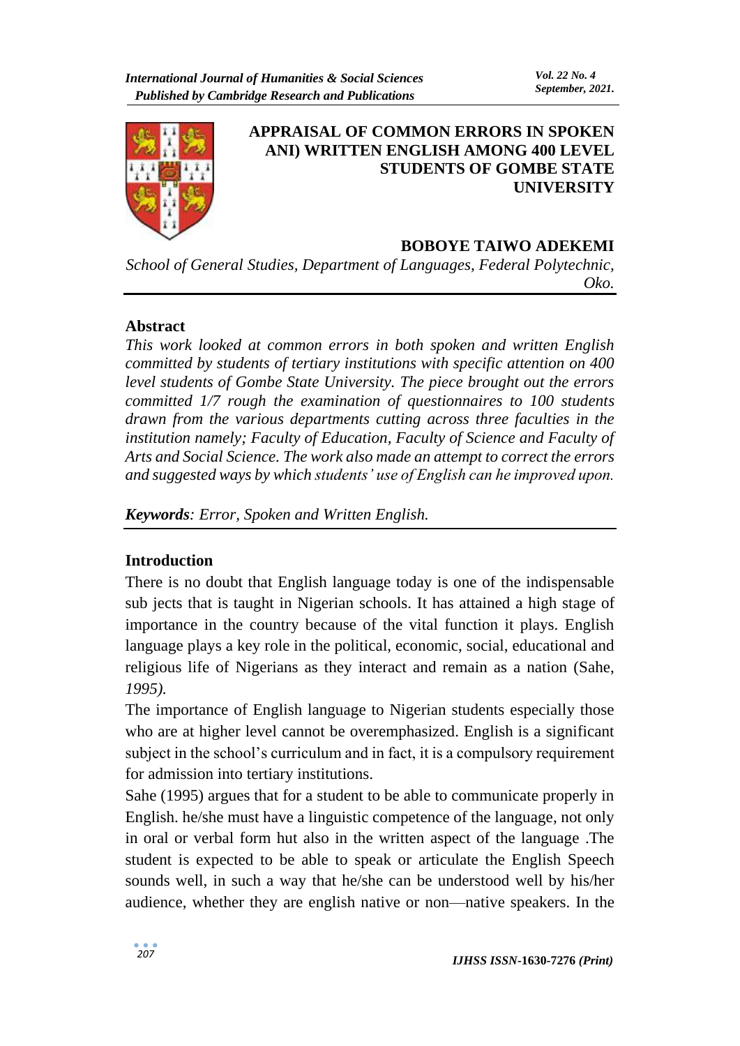# APPRAISAL OF COMMON ERRORS IN SPOKEN ANI) WRITTEN ENGLISH AMONG 400 LEVEL STUDENTS OF GOMBE STATE UNIVERSITY

**BOBOYE TAIWO ADEKEMI**

*School of General Studies, Department of Languages, Federal Polytechnic, Oko.*

## Abstract

*This work looked at common errors in both spoken and written English committed by students of tertiary institutions with specific attention on 400 level students of Gombe State University. The piece brought out the errors committed 1/7 rough the examination of questionnaires to 100 students drawn from the various departments cutting across three faculties in the institution namely; Faculty of Education, Faculty of Science and Faculty of Arts and Social Science. The work also made an attempt to correct the errors and suggested ways by which students' use of English can he improved upon.*

***Keywords**: Error, Spoken and Written English.*

## Introduction

There is no doubt that English language today is one of the indispensable sub jects that is taught in Nigerian schools. It has attained a high stage of importance in the country because of the vital function it plays. English language plays a key role in the political, economic, social, educational and religious life of Nigerians as they interact and remain as a nation (Sahe, *1995).*

The importance of English language to Nigerian students especially those who are at higher level cannot be overemphasized. English is a significant subject in the school's curriculum and in fact, it is a compulsory requirement for admission into tertiary institutions.

Sahe (1995) argues that for a student to be able to communicate properly in English. he/she must have a linguistic competence of the language, not only in oral or verbal form hut also in the written aspect of the language .The student is expected to be able to speak or articulate the English Speech sounds well, in such a way that he/she can be understood well by his/her audience, whether they are english native or non—native speakers. In the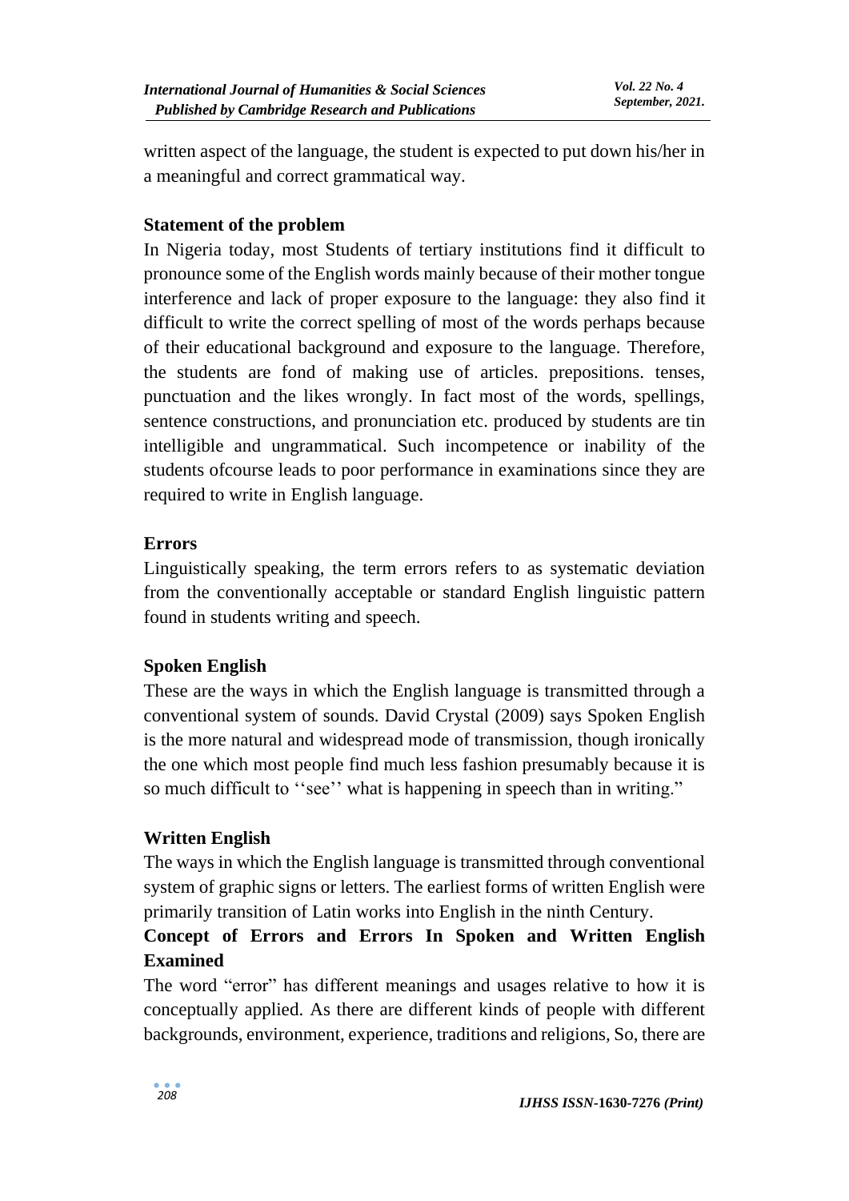written aspect of the language, the student is expected to put down his/her in a meaningful and correct grammatical way.

## Statement of the problem

In Nigeria today, most Students of tertiary institutions find it difficult to pronounce some of the English words mainly because of their mother tongue interference and lack of proper exposure to the language: they also find it difficult to write the correct spelling of most of the words perhaps because of their educational background and exposure to the language. Therefore, the students are fond of making use of articles. prepositions. tenses, punctuation and the likes wrongly. In fact most of the words, spellings, sentence constructions, and pronunciation etc. produced by students are tin intelligible and ungrammatical. Such incompetence or inability of the students ofcourse leads to poor performance in examinations since they are required to write in English language.

## Errors

Linguistically speaking, the term errors refers to as systematic deviation from the conventionally acceptable or standard English linguistic pattern found in students writing and speech.

## Spoken English

These are the ways in which the English language is transmitted through a conventional system of sounds. David Crystal (2009) says Spoken English is the more natural and widespread mode of transmission, though ironically the one which most people find much less fashion presumably because it is so much difficult to ''see'' what is happening in speech than in writing."

## Written English

The ways in which the English language is transmitted through conventional system of graphic signs or letters. The earliest forms of written English were primarily transition of Latin works into English in the ninth Century.

## Concept of Errors and Errors In Spoken and Written English Examined

The word "error" has different meanings and usages relative to how it is conceptually applied. As there are different kinds of people with different backgrounds, environment, experience, traditions and religions, So, there are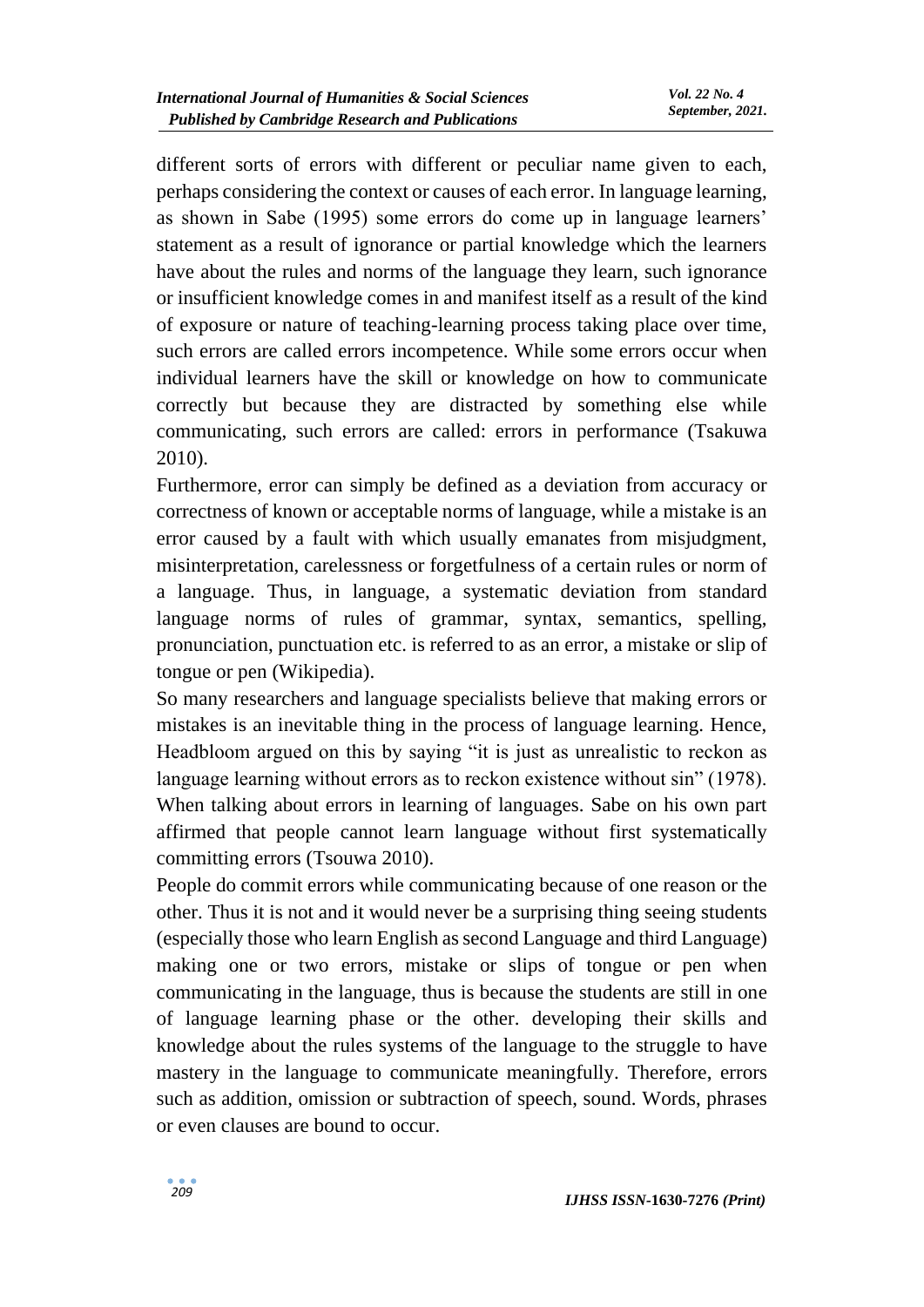different sorts of errors with different or peculiar name given to each, perhaps considering the context or causes of each error. In language learning, as shown in Sabe (1995) some errors do come up in language learners' statement as a result of ignorance or partial knowledge which the learners have about the rules and norms of the language they learn, such ignorance or insufficient knowledge comes in and manifest itself as a result of the kind of exposure or nature of teaching-learning process taking place over time, such errors are called errors incompetence. While some errors occur when individual learners have the skill or knowledge on how to communicate correctly but because they are distracted by something else while communicating, such errors are called: errors in performance (Tsakuwa 2010).

Furthermore, error can simply be defined as a deviation from accuracy or correctness of known or acceptable norms of language, while a mistake is an error caused by a fault with which usually emanates from misjudgment, misinterpretation, carelessness or forgetfulness of a certain rules or norm of a language. Thus, in language, a systematic deviation from standard language norms of rules of grammar, syntax, semantics, spelling, pronunciation, punctuation etc. is referred to as an error, a mistake or slip of tongue or pen (Wikipedia).

So many researchers and language specialists believe that making errors or mistakes is an inevitable thing in the process of language learning. Hence, Headbloom argued on this by saying "it is just as unrealistic to reckon as language learning without errors as to reckon existence without sin" (1978). When talking about errors in learning of languages. Sabe on his own part affirmed that people cannot learn language without first systematically committing errors (Tsouwa 2010).

People do commit errors while communicating because of one reason or the other. Thus it is not and it would never be a surprising thing seeing students (especially those who learn English as second Language and third Language) making one or two errors, mistake or slips of tongue or pen when communicating in the language, thus is because the students are still in one of language learning phase or the other. developing their skills and knowledge about the rules systems of the language to the struggle to have mastery in the language to communicate meaningfully. Therefore, errors such as addition, omission or subtraction of speech, sound. Words, phrases or even clauses are bound to occur.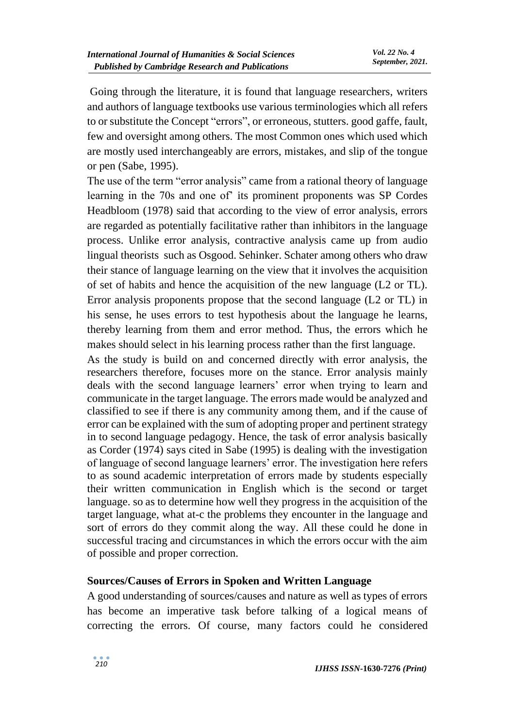Going through the literature, it is found that language researchers, writers and authors of language textbooks use various terminologies which all refers to or substitute the Concept "errors", or erroneous, stutters. good gaffe, fault, few and oversight among others. The most Common ones which used which are mostly used interchangeably are errors, mistakes, and slip of the tongue or pen (Sabe, 1995).

The use of the term "error analysis" came from a rational theory of language learning in the 70s and one of' its prominent proponents was SP Cordes Headbloom (1978) said that according to the view of error analysis, errors are regarded as potentially facilitative rather than inhibitors in the language process. Unlike error analysis, contractive analysis came up from audio lingual theorists such as Osgood. Sehinker. Schater among others who draw their stance of language learning on the view that it involves the acquisition of set of habits and hence the acquisition of the new language (L2 or TL). Error analysis proponents propose that the second language (L2 or TL) in his sense, he uses errors to test hypothesis about the language he learns, thereby learning from them and error method. Thus, the errors which he makes should select in his learning process rather than the first language.

As the study is build on and concerned directly with error analysis, the researchers therefore, focuses more on the stance. Error analysis mainly deals with the second language learners' error when trying to learn and communicate in the target language. The errors made would be analyzed and classified to see if there is any community among them, and if the cause of error can be explained with the sum of adopting proper and pertinent strategy in to second language pedagogy. Hence, the task of error analysis basically as Corder (1974) says cited in Sabe (1995) is dealing with the investigation of language of second language learners' error. The investigation here refers to as sound academic interpretation of errors made by students especially their written communication in English which is the second or target language. so as to determine how well they progress in the acquisition of the target language, what at-c the problems they encounter in the language and sort of errors do they commit along the way. All these could he done in successful tracing and circumstances in which the errors occur with the aim of possible and proper correction.

## Sources/Causes of Errors in Spoken and Written Language

A good understanding of sources/causes and nature as well as types of errors has become an imperative task before talking of a logical means of correcting the errors. Of course, many factors could he considered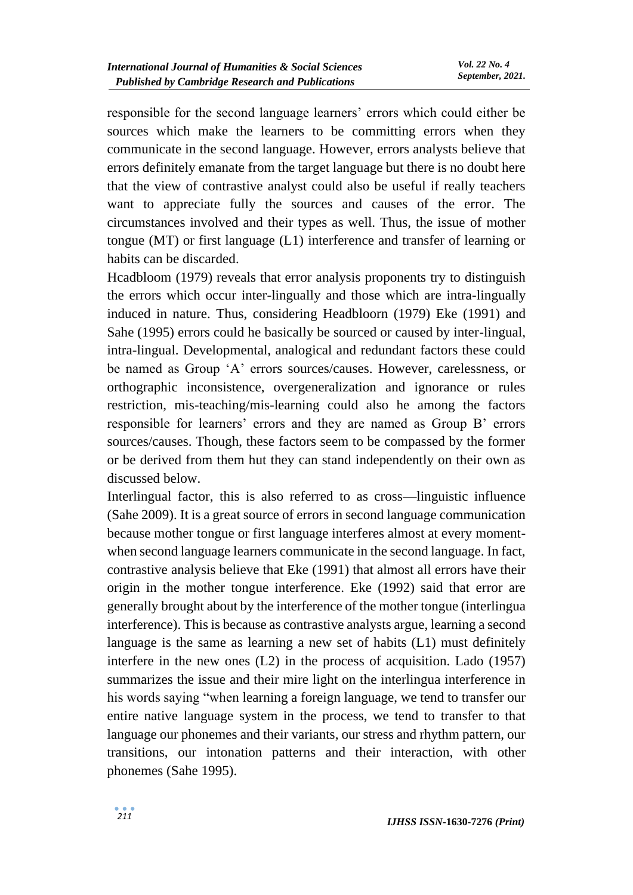responsible for the second language learners' errors which could either be sources which make the learners to be committing errors when they communicate in the second language. However, errors analysts believe that errors definitely emanate from the target language but there is no doubt here that the view of contrastive analyst could also be useful if really teachers want to appreciate fully the sources and causes of the error. The circumstances involved and their types as well. Thus, the issue of mother tongue (MT) or first language (L1) interference and transfer of learning or habits can be discarded.

Hcadbloom (1979) reveals that error analysis proponents try to distinguish the errors which occur inter-lingually and those which are intra-lingually induced in nature. Thus, considering Headbloorn (1979) Eke (1991) and Sahe (1995) errors could he basically be sourced or caused by inter-lingual, intra-lingual. Developmental, analogical and redundant factors these could be named as Group 'A' errors sources/causes. However, carelessness, or orthographic inconsistence, overgeneralization and ignorance or rules restriction, mis-teaching/mis-learning could also he among the factors responsible for learners' errors and they are named as Group B' errors sources/causes. Though, these factors seem to be compassed by the former or be derived from them hut they can stand independently on their own as discussed below.

Interlingual factor, this is also referred to as cross—linguistic influence (Sahe 2009). It is a great source of errors in second language communication because mother tongue or first language interferes almost at every moment-when second language learners communicate in the second language. In fact, contrastive analysis believe that Eke (1991) that almost all errors have their origin in the mother tongue interference. Eke (1992) said that error are generally brought about by the interference of the mother tongue (interlingua interference). This is because as contrastive analysts argue, learning a second language is the same as learning a new set of habits (L1) must definitely interfere in the new ones (L2) in the process of acquisition. Lado (1957) summarizes the issue and their mire light on the interlingua interference in his words saying "when learning a foreign language, we tend to transfer our entire native language system in the process, we tend to transfer to that language our phonemes and their variants, our stress and rhythm pattern, our transitions, our intonation patterns and their interaction, with other phonemes (Sahe 1995).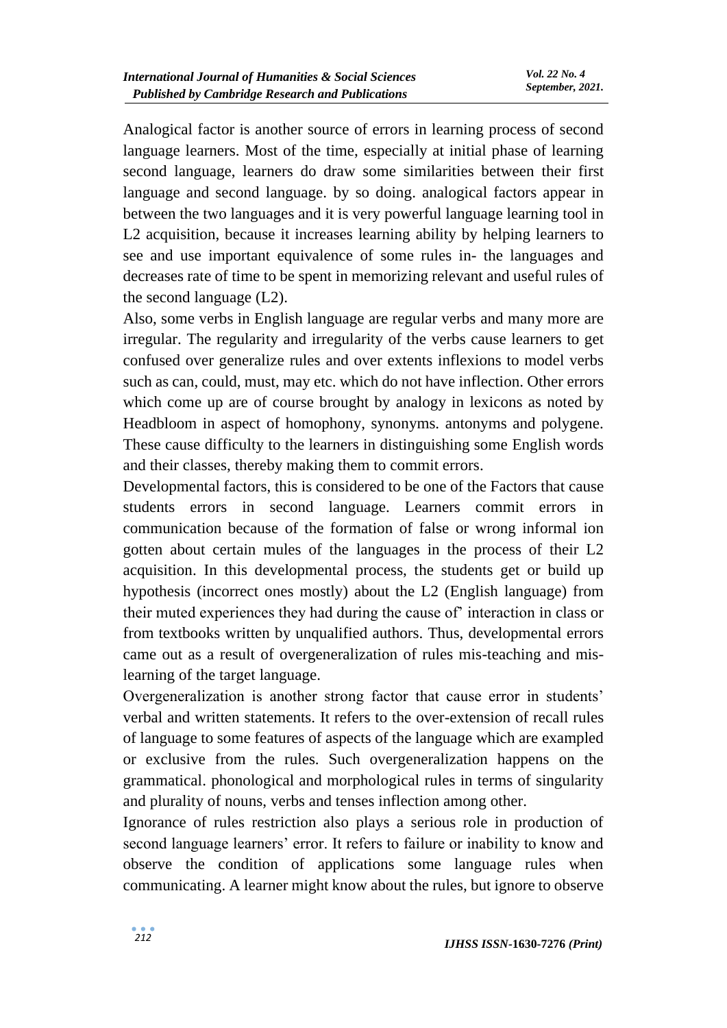Analogical factor is another source of errors in learning process of second language learners. Most of the time, especially at initial phase of learning second language, learners do draw some similarities between their first language and second language. by so doing. analogical factors appear in between the two languages and it is very powerful language learning tool in L2 acquisition, because it increases learning ability by helping learners to see and use important equivalence of some rules in- the languages and decreases rate of time to be spent in memorizing relevant and useful rules of the second language (L2).

Also, some verbs in English language are regular verbs and many more are irregular. The regularity and irregularity of the verbs cause learners to get confused over generalize rules and over extents inflexions to model verbs such as can, could, must, may etc. which do not have inflection. Other errors which come up are of course brought by analogy in lexicons as noted by Headbloom in aspect of homophony, synonyms. antonyms and polygene. These cause difficulty to the learners in distinguishing some English words and their classes, thereby making them to commit errors.

Developmental factors, this is considered to be one of the Factors that cause students errors in second language. Learners commit errors in communication because of the formation of false or wrong informal ion gotten about certain mules of the languages in the process of their L2 acquisition. In this developmental process, the students get or build up hypothesis (incorrect ones mostly) about the L2 (English language) from their muted experiences they had during the cause of' interaction in class or from textbooks written by unqualified authors. Thus, developmental errors came out as a result of overgeneralization of rules mis-teaching and mis-learning of the target language.

Overgeneralization is another strong factor that cause error in students' verbal and written statements. It refers to the over-extension of recall rules of language to some features of aspects of the language which are exampled or exclusive from the rules. Such overgeneralization happens on the grammatical. phonological and morphological rules in terms of singularity and plurality of nouns, verbs and tenses inflection among other.

Ignorance of rules restriction also plays a serious role in production of second language learners' error. It refers to failure or inability to know and observe the condition of applications some language rules when communicating. A learner might know about the rules, but ignore to observe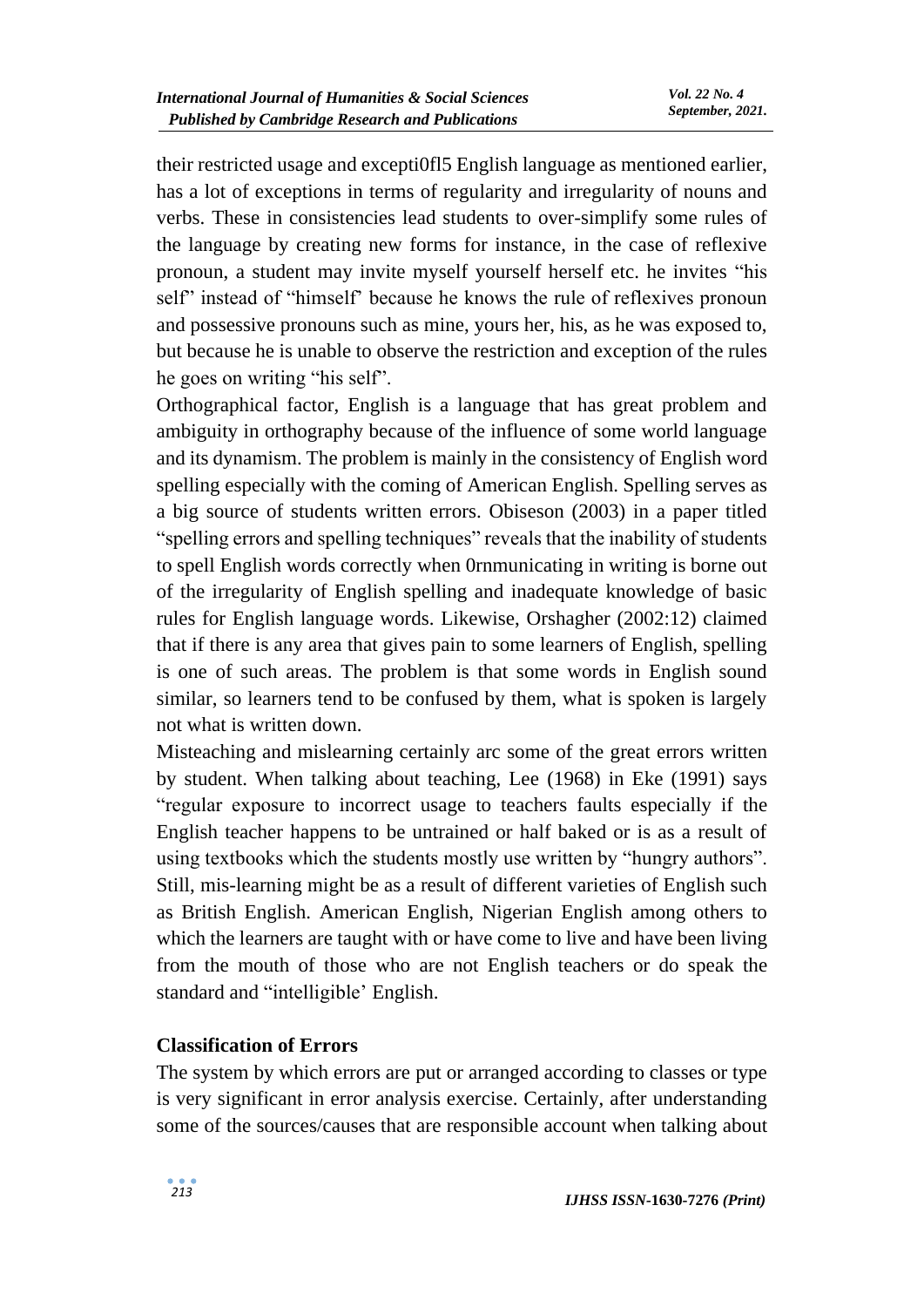their restricted usage and excepti0fl5 English language as mentioned earlier, has a lot of exceptions in terms of regularity and irregularity of nouns and verbs. These in consistencies lead students to over-simplify some rules of the language by creating new forms for instance, in the case of reflexive pronoun, a student may invite myself yourself herself etc. he invites "his self" instead of "himself' because he knows the rule of reflexives pronoun and possessive pronouns such as mine, yours her, his, as he was exposed to, but because he is unable to observe the restriction and exception of the rules he goes on writing "his self".

Orthographical factor, English is a language that has great problem and ambiguity in orthography because of the influence of some world language and its dynamism. The problem is mainly in the consistency of English word spelling especially with the coming of American English. Spelling serves as a big source of students written errors. Obiseson (2003) in a paper titled "spelling errors and spelling techniques" reveals that the inability of students to spell English words correctly when 0rnmunicating in writing is borne out of the irregularity of English spelling and inadequate knowledge of basic rules for English language words. Likewise, Orshagher (2002:12) claimed that if there is any area that gives pain to some learners of English, spelling is one of such areas. The problem is that some words in English sound similar, so learners tend to be confused by them, what is spoken is largely not what is written down.

Misteaching and mislearning certainly arc some of the great errors written by student. When talking about teaching, Lee (1968) in Eke (1991) says "regular exposure to incorrect usage to teachers faults especially if the English teacher happens to be untrained or half baked or is as a result of using textbooks which the students mostly use written by "hungry authors". Still, mis-learning might be as a result of different varieties of English such as British English. American English, Nigerian English among others to which the learners are taught with or have come to live and have been living from the mouth of those who are not English teachers or do speak the standard and "intelligible' English.

## Classification of Errors

The system by which errors are put or arranged according to classes or type is very significant in error analysis exercise. Certainly, after understanding some of the sources/causes that are responsible account when talking about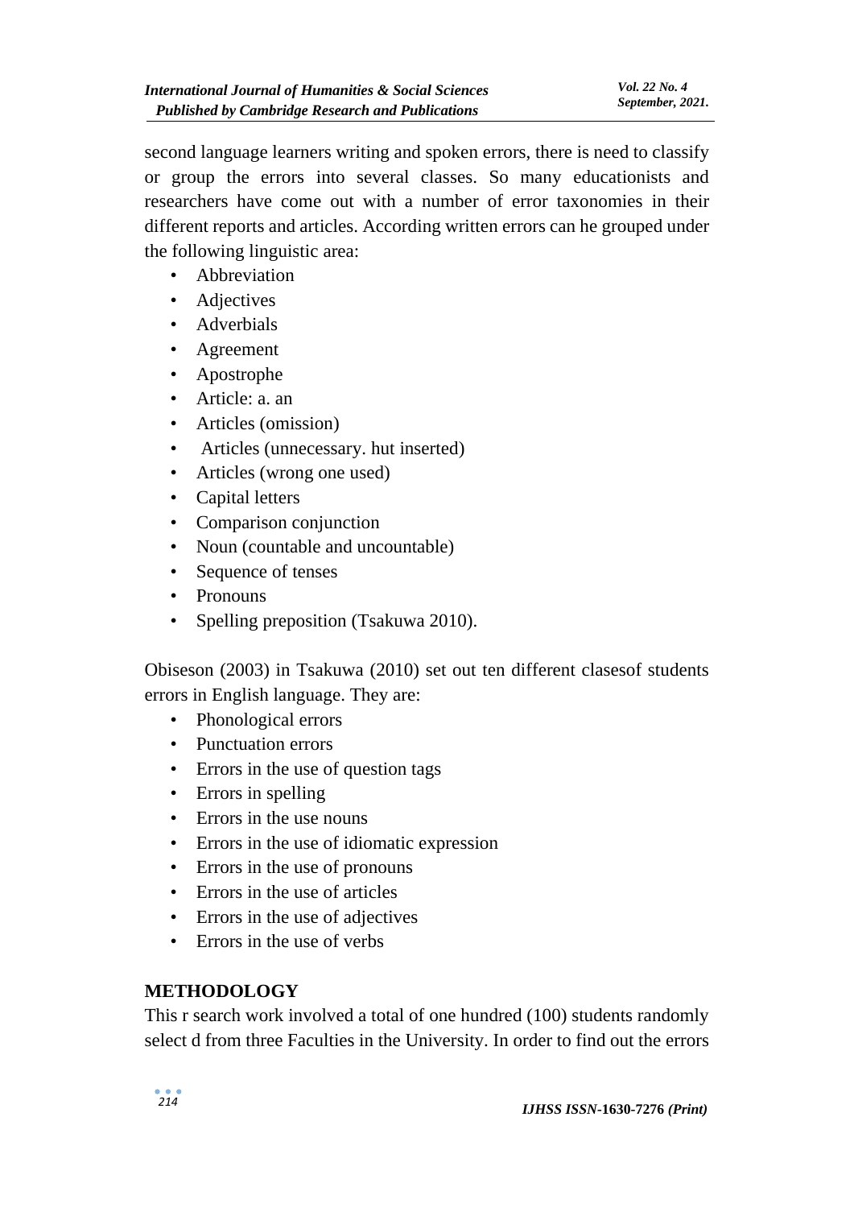second language learners writing and spoken errors, there is need to classify or group the errors into several classes. So many educationists and researchers have come out with a number of error taxonomies in their different reports and articles. According written errors can he grouped under the following linguistic area:

- Abbreviation
- Adjectives
- Adverbials
- Agreement
- Apostrophe
- Article: a. an
- Articles (omission)
- Articles (unnecessary. hut inserted)
- Articles (wrong one used)
- Capital letters
- Comparison conjunction
- Noun (countable and uncountable)
- Sequence of tenses
- Pronouns
- Spelling preposition (Tsakuwa 2010).

Obiseson (2003) in Tsakuwa (2010) set out ten different clasesof students errors in English language. They are:

- Phonological errors
- Punctuation errors
- Errors in the use of question tags
- Errors in spelling
- Errors in the use nouns
- Errors in the use of idiomatic expression
- Errors in the use of pronouns
- Errors in the use of articles
- Errors in the use of adjectives
- Errors in the use of verbs

## METHODOLOGY

This r search work involved a total of one hundred (100) students randomly select d from three Faculties in the University. In order to find out the errors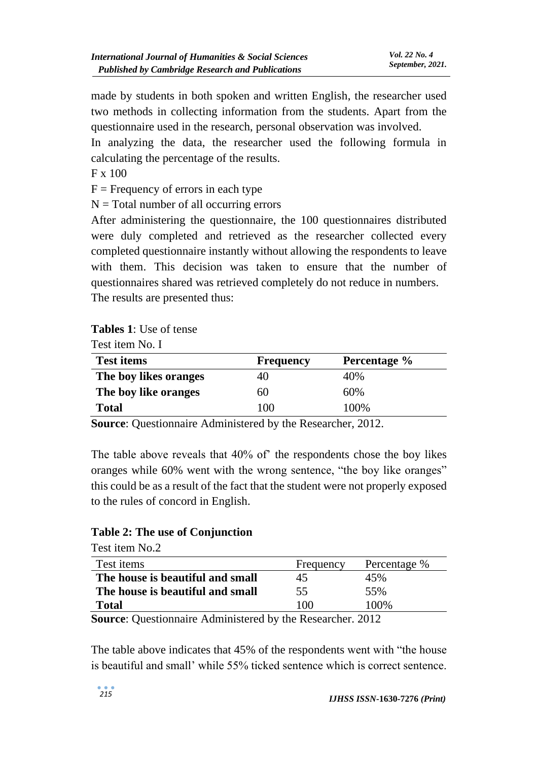made by students in both spoken and written English, the researcher used two methods in collecting information from the students. Apart from the questionnaire used in the research, personal observation was involved.

In analyzing the data, the researcher used the following formula in calculating the percentage of the results.

F x 100

F = Frequency of errors in each type

N = Total number of all occurring errors

After administering the questionnaire, the 100 questionnaires distributed were duly completed and retrieved as the researcher collected every completed questionnaire instantly without allowing the respondents to leave with them. This decision was taken to ensure that the number of questionnaires shared was retrieved completely do not reduce in numbers. The results are presented thus:

**Tables 1**: Use of tense

Test item No. I

| **Test items** | **Frequency** | **Percentage %** |
|---|---|---|
| **The boy likes oranges** | 40 | 40% |
| **The boy like oranges** | 60 | 60% |
| **Total** | 100 | 100% |

**Source**: Questionnaire Administered by the Researcher, 2012.

The table above reveals that 40% of' the respondents chose the boy likes oranges while 60% went with the wrong sentence, "the boy like oranges" this could be as a result of the fact that the student were not properly exposed to the rules of concord in English.

**Table 2: The use of Conjunction**

Test item No.2

| Test items | Frequency | Percentage % |
|---|---|---|
| **The house is beautiful and small** | 45 | 45% |
| **The house is beautiful and small** | 55 | 55% |
| **Total** | 100 | 100% |

**Source**: Questionnaire Administered by the Researcher. 2012

The table above indicates that 45% of the respondents went with "the house is beautiful and small' while 55% ticked sentence which is correct sentence.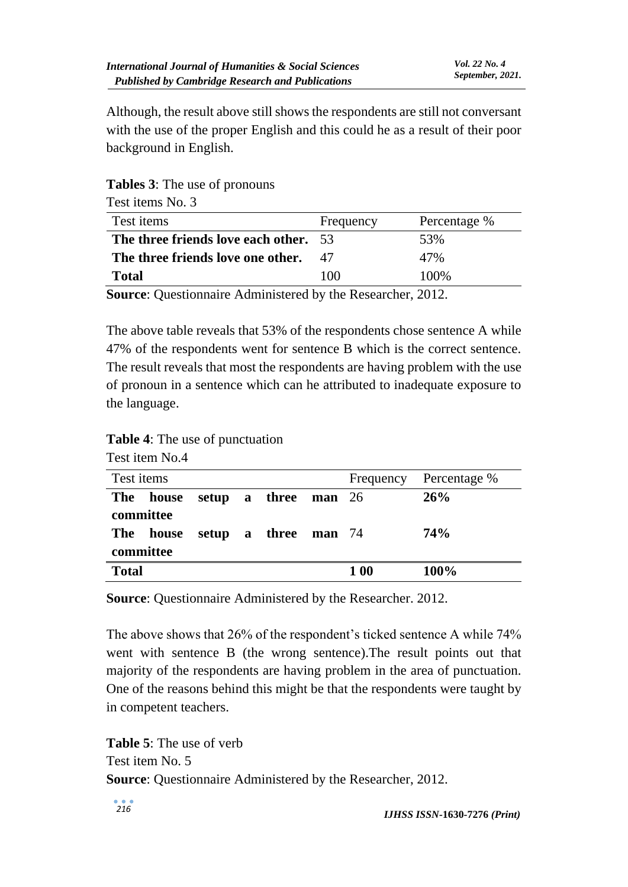Although, the result above still shows the respondents are still not conversant with the use of the proper English and this could he as a result of their poor background in English.

**Tables 3**: The use of pronouns

Test items No. 3

| Test items | Frequency | Percentage % |
|---|---|---|
| **The three friends love each other.** | 53 | 53% |
| **The three friends love one other.** | 47 | 47% |
| **Total** | 100 | 100% |

**Source**: Questionnaire Administered by the Researcher, 2012.

The above table reveals that 53% of the respondents chose sentence A while 47% of the respondents went for sentence B which is the correct sentence. The result reveals that most the respondents are having problem with the use of pronoun in a sentence which can he attributed to inadequate exposure to the language.

**Table 4**: The use of punctuation

Test item No.4

| Test items | Frequency | Percentage % |
|---|---|---|
| **The house setup a three man committee** | 26 | **26%** |
| **The house setup a three man committee** | 74 | **74%** |
| **Total** | **1 00** | **100%** |

**Source**: Questionnaire Administered by the Researcher. 2012.

The above shows that 26% of the respondent's ticked sentence A while 74% went with sentence B (the wrong sentence).The result points out that majority of the respondents are having problem in the area of punctuation. One of the reasons behind this might be that the respondents were taught by in competent teachers.

**Table 5**: The use of verb

Test item No. 5

**Source**: Questionnaire Administered by the Researcher, 2012.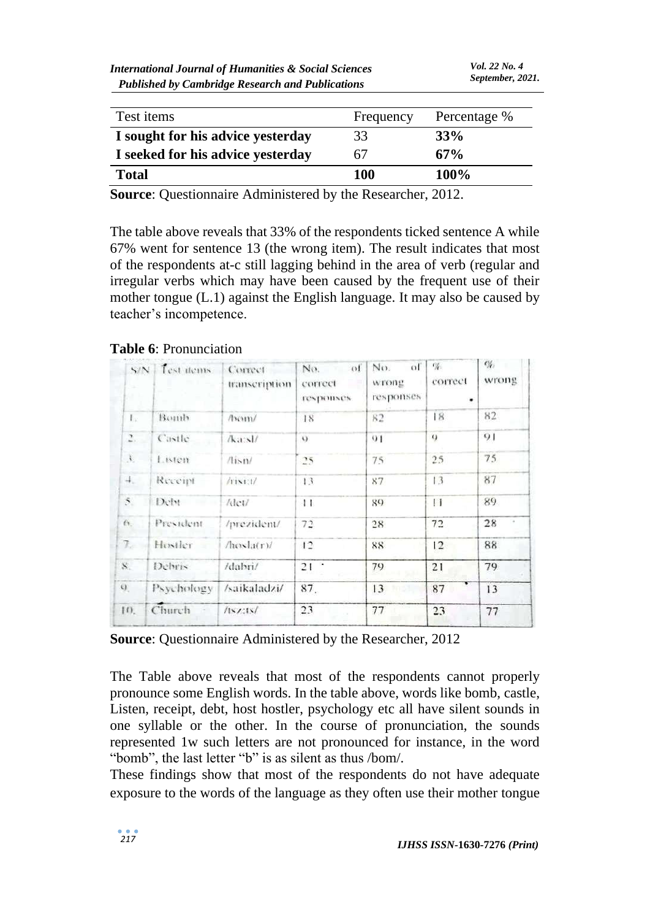| Test items | Frequency | Percentage % |
|---|---|---|
| **I sought for his advice yesterday** | 33 | **33%** |
| **I seeked for his advice yesterday** | 67 | **67%** |
| **Total** | **100** | **100%** |

**Source**: Questionnaire Administered by the Researcher, 2012.

The table above reveals that 33% of the respondents ticked sentence A while 67% went for sentence 13 (the wrong item). The result indicates that most of the respondents at-c still lagging behind in the area of verb (regular and irregular verbs which may have been caused by the frequent use of their mother tongue (L.1) against the English language. It may also be caused by teacher's incompetence.

**Table 6**: Pronunciation

| S/N | Test items | Correct transcription | No. of correct responses | No. of wrong responses | % correct | % wrong |
|---|---|---|---|---|---|---|
| 1. | Bomb | /bom/ | 18 | 82 | 18 | 82 |
| 2. | Castle | /ka:sl/ | 9 | 91 | 9 | 91 |
| 3. | Listen | /lisn/ | 25 | 75 | 25 | 75 |
| 4. | Receipt | /risi:t/ | 13 | 87 | 13 | 87 |
| 5. | Debt | /det/ | 11 | 89 | 11 | 89 |
| 6. | President | /prezident/ | 72 | 28 | 72 | 28 |
| 7. | Hostler | /hosla(r)/ | 12 | 88 | 12 | 88 |
| 8. | Debris | /dabri/ | 21 | 79 | 21 | 79 |
| 9. | Psychology | /saikaladzi/ | 87 | 13 | 87 | 13 |
| 10. | Church | /tsz:ts/ | 23 | 77 | 23 | 77 |

**Source**: Questionnaire Administered by the Researcher, 2012

The Table above reveals that most of the respondents cannot properly pronounce some English words. In the table above, words like bomb, castle, Listen, receipt, debt, host hostler, psychology etc all have silent sounds in one syllable or the other. In the course of pronunciation, the sounds represented 1w such letters are not pronounced for instance, in the word "bomb", the last letter "b" is as silent as thus /bom/.

These findings show that most of the respondents do not have adequate exposure to the words of the language as they often use their mother tongue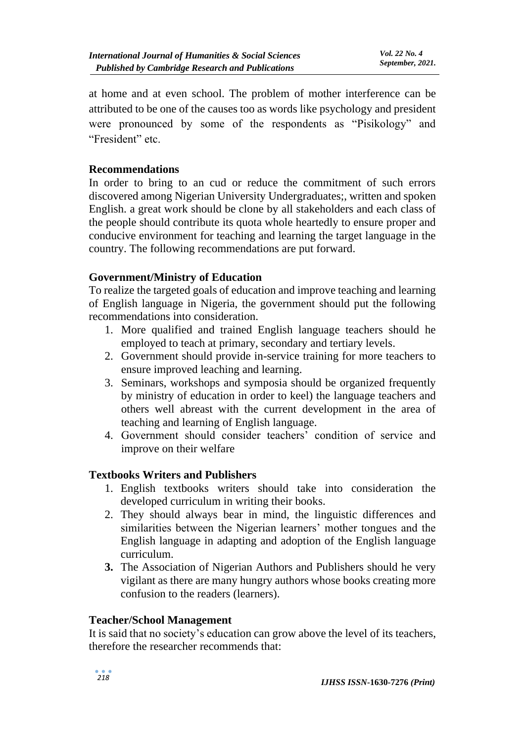at home and at even school. The problem of mother interference can be attributed to be one of the causes too as words like psychology and president were pronounced by some of the respondents as "Pisikology" and "Fresident" etc.

## Recommendations

In order to bring to an cud or reduce the commitment of such errors discovered among Nigerian University Undergraduates;, written and spoken English. a great work should be clone by all stakeholders and each class of the people should contribute its quota whole heartedly to ensure proper and conducive environment for teaching and learning the target language in the country. The following recommendations are put forward.

### Government/Ministry of Education

To realize the targeted goals of education and improve teaching and learning of English language in Nigeria, the government should put the following recommendations into consideration.

1. More qualified and trained English language teachers should he employed to teach at primary, secondary and tertiary levels.
2. Government should provide in-service training for more teachers to ensure improved leaching and learning.
3. Seminars, workshops and symposia should be organized frequently by ministry of education in order to keel) the language teachers and others well abreast with the current development in the area of teaching and learning of English language.
4. Government should consider teachers' condition of service and improve on their welfare

### Textbooks Writers and Publishers

1. English textbooks writers should take into consideration the developed curriculum in writing their books.
2. They should always bear in mind, the linguistic differences and similarities between the Nigerian learners' mother tongues and the English language in adapting and adoption of the English language curriculum.
3. The Association of Nigerian Authors and Publishers should he very vigilant as there are many hungry authors whose books creating more confusion to the readers (learners).

### Teacher/School Management

It is said that no society's education can grow above the level of its teachers, therefore the researcher recommends that: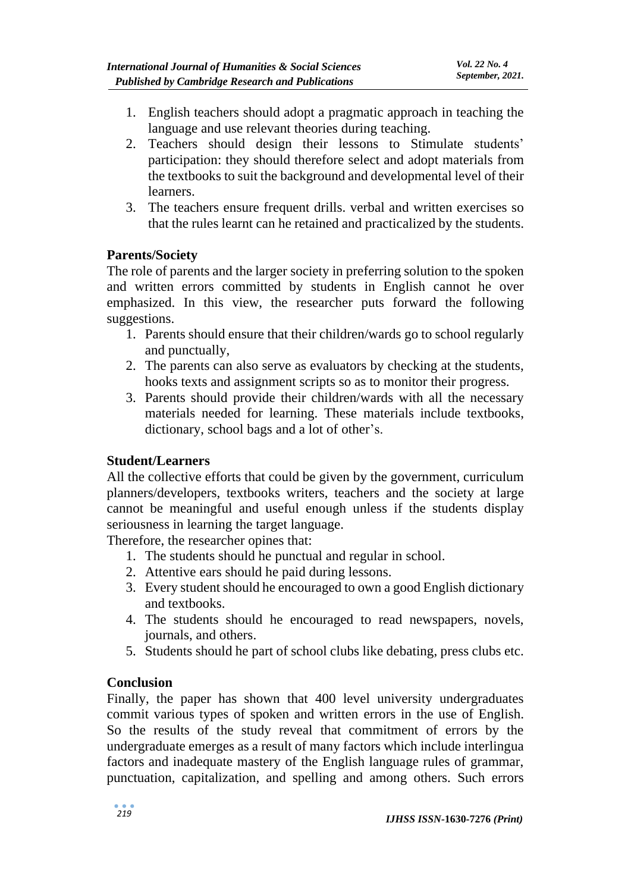1. English teachers should adopt a pragmatic approach in teaching the language and use relevant theories during teaching.
2. Teachers should design their lessons to Stimulate students' participation: they should therefore select and adopt materials from the textbooks to suit the background and developmental level of their learners.
3. The teachers ensure frequent drills. verbal and written exercises so that the rules learnt can he retained and practicalized by the students.

**Parents/Society**

The role of parents and the larger society in preferring solution to the spoken and written errors committed by students in English cannot he over emphasized. In this view, the researcher puts forward the following suggestions.

1. Parents should ensure that their children/wards go to school regularly and punctually,
2. The parents can also serve as evaluators by checking at the students, hooks texts and assignment scripts so as to monitor their progress.
3. Parents should provide their children/wards with all the necessary materials needed for learning. These materials include textbooks, dictionary, school bags and a lot of other's.

**Student/Learners**

All the collective efforts that could be given by the government, curriculum planners/developers, textbooks writers, teachers and the society at large cannot be meaningful and useful enough unless if the students display seriousness in learning the target language.

Therefore, the researcher opines that:

1. The students should he punctual and regular in school.
2. Attentive ears should he paid during lessons.
3. Every student should he encouraged to own a good English dictionary and textbooks.
4. The students should he encouraged to read newspapers, novels, journals, and others.
5. Students should he part of school clubs like debating, press clubs etc.

**Conclusion**

Finally, the paper has shown that 400 level university undergraduates commit various types of spoken and written errors in the use of English. So the results of the study reveal that commitment of errors by the undergraduate emerges as a result of many factors which include interlingua factors and inadequate mastery of the English language rules of grammar, punctuation, capitalization, and spelling and among others. Such errors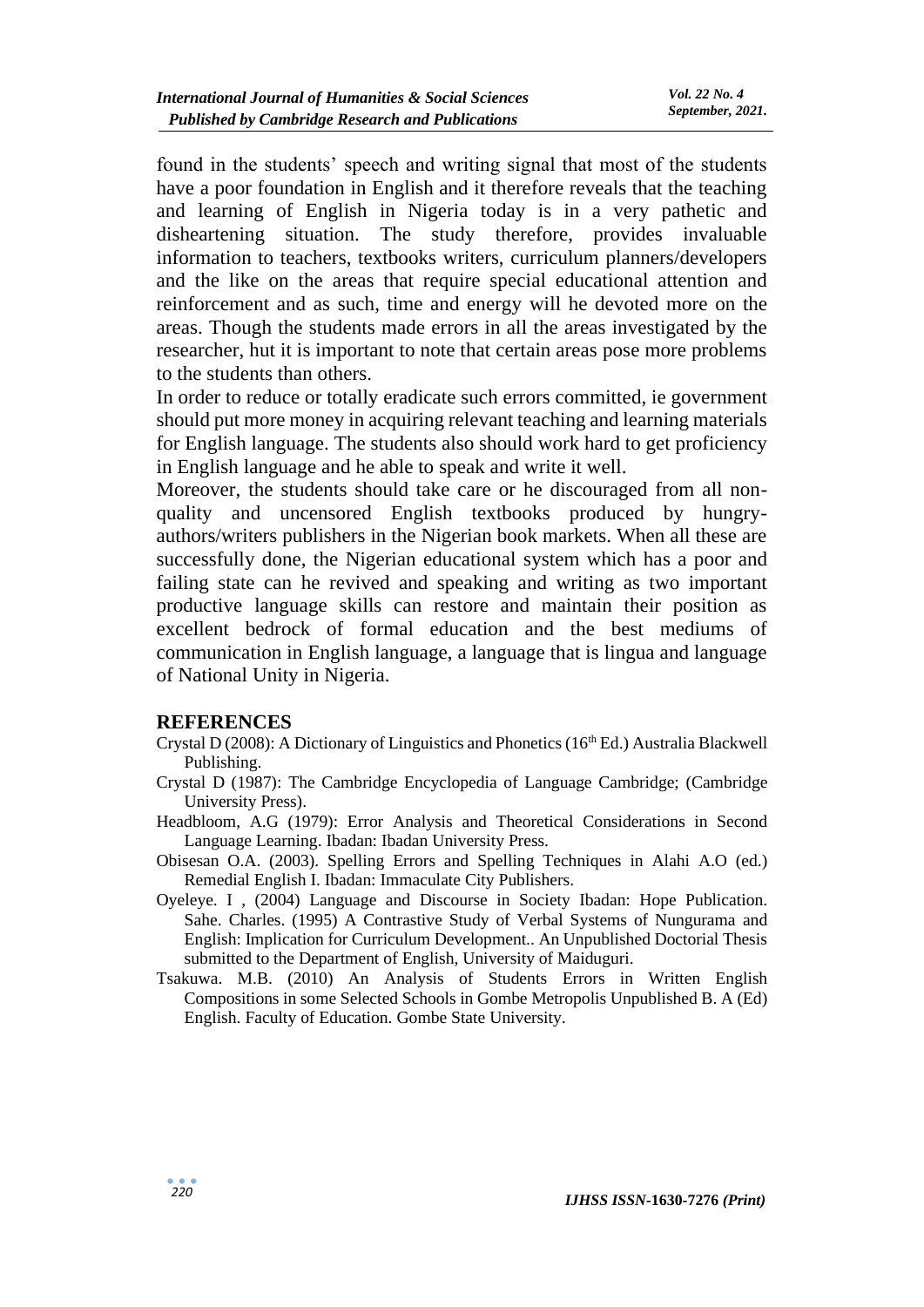found in the students' speech and writing signal that most of the students have a poor foundation in English and it therefore reveals that the teaching and learning of English in Nigeria today is in a very pathetic and disheartening situation. The study therefore, provides invaluable information to teachers, textbooks writers, curriculum planners/developers and the like on the areas that require special educational attention and reinforcement and as such, time and energy will he devoted more on the areas. Though the students made errors in all the areas investigated by the researcher, hut it is important to note that certain areas pose more problems to the students than others.

In order to reduce or totally eradicate such errors committed, ie government should put more money in acquiring relevant teaching and learning materials for English language. The students also should work hard to get proficiency in English language and he able to speak and write it well.

Moreover, the students should take care or he discouraged from all non-quality and uncensored English textbooks produced by hungry-authors/writers publishers in the Nigerian book markets. When all these are successfully done, the Nigerian educational system which has a poor and failing state can he revived and speaking and writing as two important productive language skills can restore and maintain their position as excellent bedrock of formal education and the best mediums of communication in English language, a language that is lingua and language of National Unity in Nigeria.

## REFERENCES

Crystal D (2008): A Dictionary of Linguistics and Phonetics (16th Ed.) Australia Blackwell Publishing.

Crystal D (1987): The Cambridge Encyclopedia of Language Cambridge; (Cambridge University Press).

Headbloom, A.G (1979): Error Analysis and Theoretical Considerations in Second Language Learning. Ibadan: Ibadan University Press.

Obisesan O.A. (2003). Spelling Errors and Spelling Techniques in Alahi A.O (ed.) Remedial English I. Ibadan: Immaculate City Publishers.

Oyeleye. I , (2004) Language and Discourse in Society Ibadan: Hope Publication. Sahe. Charles. (1995) A Contrastive Study of Verbal Systems of Nungurama and English: Implication for Curriculum Development.. An Unpublished Doctorial Thesis submitted to the Department of English, University of Maiduguri.

Tsakuwa. M.B. (2010) An Analysis of Students Errors in Written English Compositions in some Selected Schools in Gombe Metropolis Unpublished B. A (Ed) English. Faculty of Education. Gombe State University.